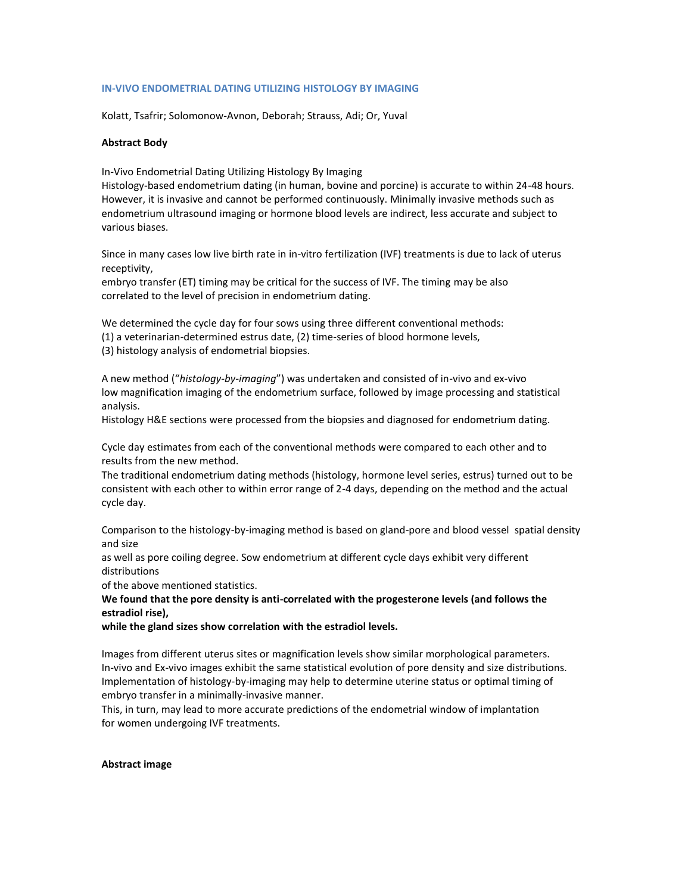# IN-VIVO ENDOMETRIAL DATING UTILIZING HISTOLOGY BY IMAGING

Kolatt, Tsafrir; Solomonow-Avnon, Deborah; Strauss, Adi; Or, Yuval

**Abstract Body**

In-Vivo Endometrial Dating Utilizing Histology By Imaging
Histology-based endometrium dating (in human, bovine and porcine) is accurate to within 24-48 hours. However, it is invasive and cannot be performed continuously. Minimally invasive methods such as endometrium ultrasound imaging or hormone blood levels are indirect, less accurate and subject to various biases.

Since in many cases low live birth rate in in-vitro fertilization (IVF) treatments is due to lack of uterus receptivity,
embryo transfer (ET) timing may be critical for the success of IVF. The timing may be also correlated to the level of precision in endometrium dating.

We determined the cycle day for four sows using three different conventional methods:
(1) a veterinarian-determined estrus date, (2) time-series of blood hormone levels,
(3) histology analysis of endometrial biopsies.

A new method ("*histology-by-imaging*") was undertaken and consisted of in-vivo and ex-vivo low magnification imaging of the endometrium surface, followed by image processing and statistical analysis.
Histology H&E sections were processed from the biopsies and diagnosed for endometrium dating.

Cycle day estimates from each of the conventional methods were compared to each other and to results from the new method.
The traditional endometrium dating methods (histology, hormone level series, estrus) turned out to be consistent with each other to within error range of 2-4 days, depending on the method and the actual cycle day.

Comparison to the histology-by-imaging method is based on gland-pore and blood vessel spatial density and size
as well as pore coiling degree. Sow endometrium at different cycle days exhibit very different distributions
of the above mentioned statistics.
**We found that the pore density is anti-correlated with the progesterone levels (and follows the estradiol rise),**
**while the gland sizes show correlation with the estradiol levels.**

Images from different uterus sites or magnification levels show similar morphological parameters.
In-vivo and Ex-vivo images exhibit the same statistical evolution of pore density and size distributions.
Implementation of histology-by-imaging may help to determine uterine status or optimal timing of embryo transfer in a minimally-invasive manner.
This, in turn, may lead to more accurate predictions of the endometrial window of implantation for women undergoing IVF treatments.

**Abstract image**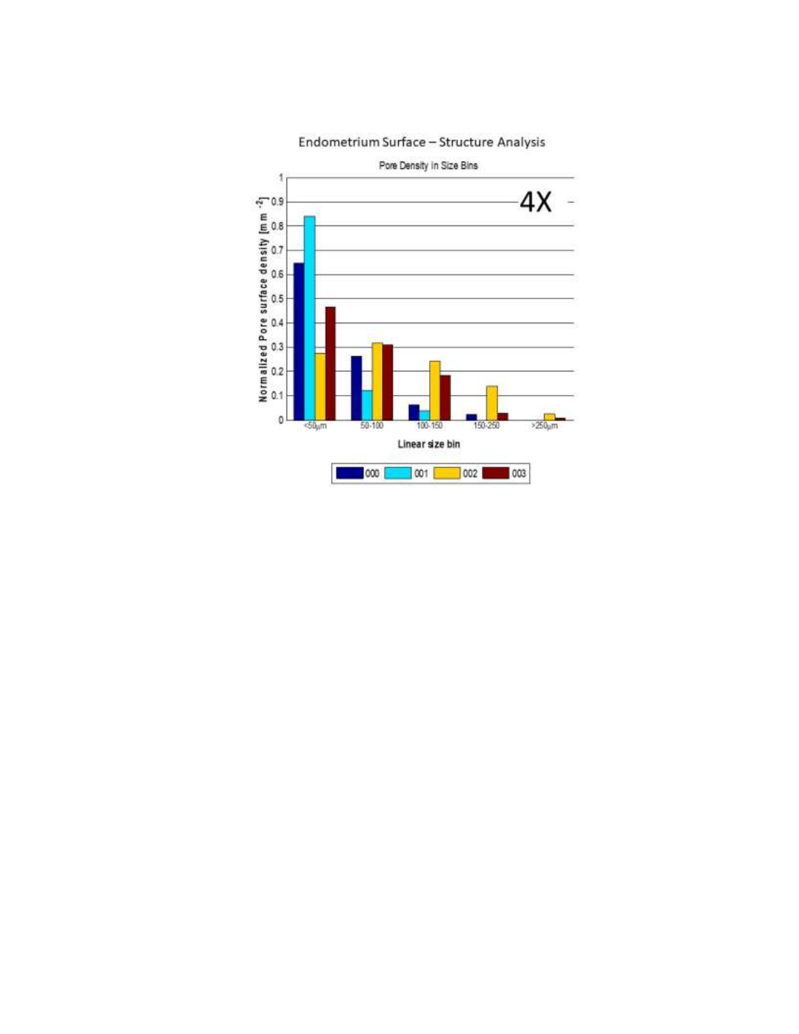Endometrium Surface – Structure Analysis

Pore Density in Size Bins

4X

Normalized Pore surface density [mm$^{-2}$]

0
0.1
0.2
0.3
0.4
0.5
0.6
0.7
0.8
0.9
1

<50μm
50-100
100-150
150-250
>250μm

Linear size bin

000 001 002 003